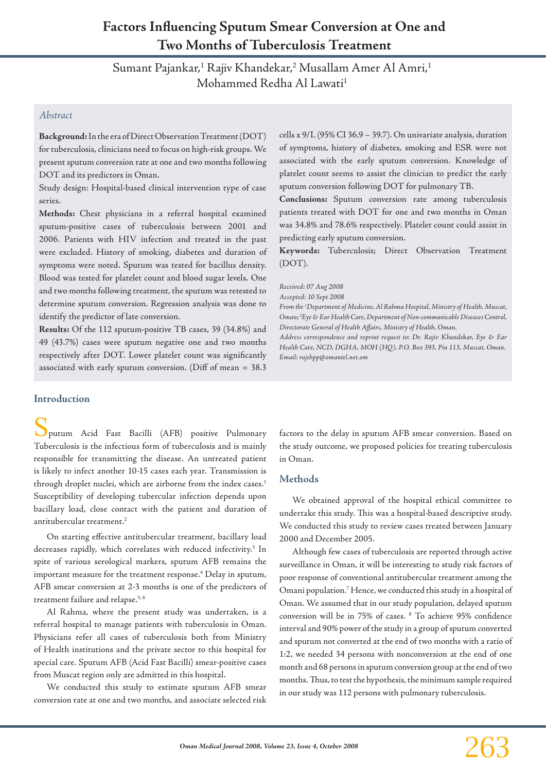# Factors Influencing Sputum Smear Conversion at One and Two Months of Tuberculosis Treatment

Sumant Pajankar,[1] Rajiv Khandekar,[2] Musallam Amer Al Amri,[1] Mohammed Redha Al Lawati[1]

## Abstract

**Background:** In the era of Direct Observation Treatment (DOT) for tuberculosis, clinicians need to focus on high-risk groups. We present sputum conversion rate at one and two months following DOT and its predictors in Oman.

Study design: Hospital-based clinical intervention type of case series.

**Methods:** Chest physicians in a referral hospital examined sputum-positive cases of tuberculosis between 2001 and 2006. Patients with HIV infection and treated in the past were excluded. History of smoking, diabetes and duration of symptoms were noted. Sputum was tested for bacillus density. Blood was tested for platelet count and blood sugar levels. One and two months following treatment, the sputum was retested to determine sputum conversion. Regression analysis was done to identify the predictor of late conversion.

**Results:** Of the 112 sputum-positive TB cases, 39 (34.8%) and 49 (43.7%) cases were sputum negative one and two months respectively after DOT. Lower platelet count was significantly associated with early sputum conversion. (Diff of mean = 38.3 cells x 9/L (95% CI 36.9 – 39.7). On univariate analysis, duration of symptoms, history of diabetes, smoking and ESR were not associated with the early sputum conversion. Knowledge of platelet count seems to assist the clinician to predict the early sputum conversion following DOT for pulmonary TB.

**Conclusions:** Sputum conversion rate among tuberculosis patients treated with DOT for one and two months in Oman was 34.8% and 78.6% respectively. Platelet count could assist in predicting early sputum conversion.

**Keywords:** Tuberculosis; Direct Observation Treatment (DOT).

*Received: 07 Aug 2008*

*Accepted: 10 Sept 2008*

*From the [1]Department of Medicine, Al Rahma Hospital, Ministry of Health, Muscat, Oman; [2]Eye & Ear Health Care, Department of Non-communicable Diseases Control, Directorate General of Health Affairs, Ministry of Health, Oman.*

*Address correspondence and reprint request to: Dr. Rajiv Khandekar, Eye & Ear Health Care, NCD, DGHA, MOH (HQ), P.O. Box 393, Pin 113, Muscat, Oman. Email: rajshpp@omantel.net.om*

## Introduction

Sputum Acid Fast Bacilli (AFB) positive Pulmonary Tuberculosis is the infectious form of tuberculosis and is mainly responsible for transmitting the disease. An untreated patient is likely to infect another 10-15 cases each year. Transmission is through droplet nuclei, which are airborne from the index cases.[1] Susceptibility of developing tubercular infection depends upon bacillary load, close contact with the patient and duration of antitubercular treatment.[2]

On starting effective antitubercular treatment, bacillary load decreases rapidly, which correlates with reduced infectivity.[3] In spite of various serological markers, sputum AFB remains the important measure for the treatment response.[4] Delay in sputum, AFB smear conversion at 2-3 months is one of the predictors of treatment failure and relapse.[5, 6]

Al Rahma, where the present study was undertaken, is a referral hospital to manage patients with tuberculosis in Oman. Physicians refer all cases of tuberculosis both from Ministry of Health institutions and the private sector to this hospital for special care. Sputum AFB (Acid Fast Bacilli) smear-positive cases from Muscat region only are admitted in this hospital.

We conducted this study to estimate sputum AFB smear conversion rate at one and two months, and associate selected risk factors to the delay in sputum AFB smear conversion. Based on the study outcome, we proposed policies for treating tuberculosis in Oman.

## Methods

We obtained approval of the hospital ethical committee to undertake this study. This was a hospital-based descriptive study. We conducted this study to review cases treated between January 2000 and December 2005.

Although few cases of tuberculosis are reported through active surveillance in Oman, it will be interesting to study risk factors of poor response of conventional antitubercular treatment among the Omani population.[7] Hence, we conducted this study in a hospital of Oman. We assumed that in our study population, delayed sputum conversion will be in 75% of cases.[8] To achieve 95% confidence interval and 90% power of the study in a group of sputum converted and sputum not converted at the end of two months with a ratio of 1:2, we needed 34 persons with nonconversion at the end of one month and 68 persons in sputum conversion group at the end of two months. Thus, to test the hypothesis, the minimum sample required in our study was 112 persons with pulmonary tuberculosis.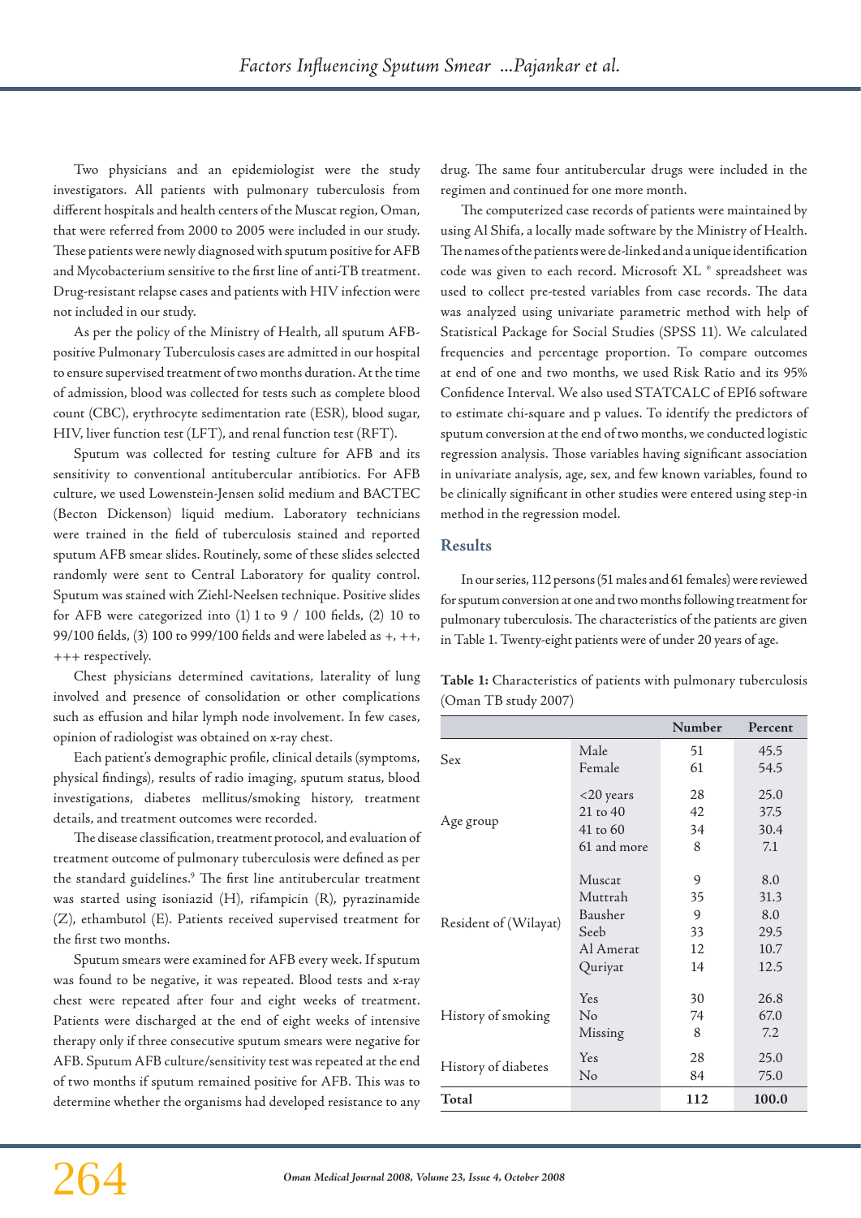Two physicians and an epidemiologist were the study investigators. All patients with pulmonary tuberculosis from different hospitals and health centers of the Muscat region, Oman, that were referred from 2000 to 2005 were included in our study. These patients were newly diagnosed with sputum positive for AFB and Mycobacterium sensitive to the first line of anti-TB treatment. Drug-resistant relapse cases and patients with HIV infection were not included in our study.

As per the policy of the Ministry of Health, all sputum AFB-positive Pulmonary Tuberculosis cases are admitted in our hospital to ensure supervised treatment of two months duration. At the time of admission, blood was collected for tests such as complete blood count (CBC), erythrocyte sedimentation rate (ESR), blood sugar, HIV, liver function test (LFT), and renal function test (RFT).

Sputum was collected for testing culture for AFB and its sensitivity to conventional antitubercular antibiotics. For AFB culture, we used Lowenstein-Jensen solid medium and BACTEC (Becton Dickenson) liquid medium. Laboratory technicians were trained in the field of tuberculosis stained and reported sputum AFB smear slides. Routinely, some of these slides selected randomly were sent to Central Laboratory for quality control. Sputum was stained with Ziehl-Neelsen technique. Positive slides for AFB were categorized into (1) 1 to 9 / 100 fields, (2) 10 to 99/100 fields, (3) 100 to 999/100 fields and were labeled as +, ++, +++ respectively.

Chest physicians determined cavitations, laterality of lung involved and presence of consolidation or other complications such as effusion and hilar lymph node involvement. In few cases, opinion of radiologist was obtained on x-ray chest.

Each patient's demographic profile, clinical details (symptoms, physical findings), results of radio imaging, sputum status, blood investigations, diabetes mellitus/smoking history, treatment details, and treatment outcomes were recorded.

The disease classification, treatment protocol, and evaluation of treatment outcome of pulmonary tuberculosis were defined as per the standard guidelines.[9] The first line antitubercular treatment was started using isoniazid (H), rifampicin (R), pyrazinamide (Z), ethambutol (E). Patients received supervised treatment for the first two months.

Sputum smears were examined for AFB every week. If sputum was found to be negative, it was repeated. Blood tests and x-ray chest were repeated after four and eight weeks of treatment. Patients were discharged at the end of eight weeks of intensive therapy only if three consecutive sputum smears were negative for AFB. Sputum AFB culture/sensitivity test was repeated at the end of two months if sputum remained positive for AFB. This was to determine whether the organisms had developed resistance to any drug. The same four antitubercular drugs were included in the regimen and continued for one more month.

The computerized case records of patients were maintained by using Al Shifa, a locally made software by the Ministry of Health. The names of the patients were de-linked and a unique identification code was given to each record. Microsoft XL ® spreadsheet was used to collect pre-tested variables from case records. The data was analyzed using univariate parametric method with help of Statistical Package for Social Studies (SPSS 11). We calculated frequencies and percentage proportion. To compare outcomes at end of one and two months, we used Risk Ratio and its 95% Confidence Interval. We also used STATCALC of EPI6 software to estimate chi-square and p values. To identify the predictors of sputum conversion at the end of two months, we conducted logistic regression analysis. Those variables having significant association in univariate analysis, age, sex, and few known variables, found to be clinically significant in other studies were entered using step-in method in the regression model.

## Results

In our series, 112 persons (51 males and 61 females) were reviewed for sputum conversion at one and two months following treatment for pulmonary tuberculosis. The characteristics of the patients are given in Table 1. Twenty-eight patients were of under 20 years of age.

**Table 1:** Characteristics of patients with pulmonary tuberculosis (Oman TB study 2007)

| | | Number | Percent |
|---|---|---|---|
| Sex | Male | 51 | 45.5 |
| | Female | 61 | 54.5 |
| Age group | <20 years | 28 | 25.0 |
| | 21 to 40 | 42 | 37.5 |
| | 41 to 60 | 34 | 30.4 |
| | 61 and more | 8 | 7.1 |
| Resident of (Wilayat) | Muscat | 9 | 8.0 |
| | Muttrah | 35 | 31.3 |
| | Bausher | 9 | 8.0 |
| | Seeb | 33 | 29.5 |
| | Al Amerat | 12 | 10.7 |
| | Quriyat | 14 | 12.5 |
| History of smoking | Yes | 30 | 26.8 |
| | No | 74 | 67.0 |
| | Missing | 8 | 7.2 |
| History of diabetes | Yes | 28 | 25.0 |
| | No | 84 | 75.0 |
| **Total** | | **112** | **100.0** |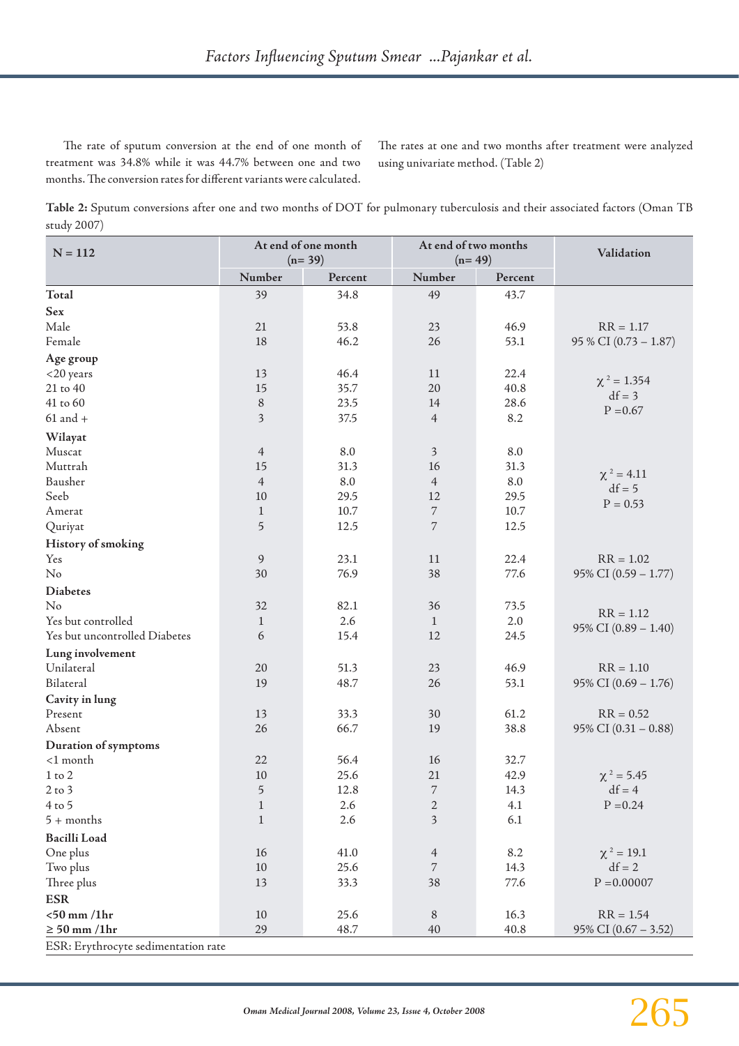The rate of sputum conversion at the end of one month of treatment was 34.8% while it was 44.7% between one and two months. The conversion rates for different variants were calculated. The rates at one and two months after treatment were analyzed using univariate method. (Table 2)

**Table 2:** Sputum conversions after one and two months of DOT for pulmonary tuberculosis and their associated factors (Oman TB study 2007)

| N = 112 | At end of one month (n= 39) | | At end of two months (n= 49) | | Validation |
|---|---|---|---|---|---|
| | Number | Percent | Number | Percent | |
| **Total** | 39 | 34.8 | 49 | 43.7 | |
| **Sex** | | | | | |
| Male | 21 | 53.8 | 23 | 46.9 | RR = 1.17 |
| Female | 18 | 46.2 | 26 | 53.1 | 95 % CI (0.73 – 1.87) |
| **Age group** | | | | | |
| <20 years | 13 | 46.4 | 11 | 22.4 | $\chi^2 = 1.354$ |
| 21 to 40 | 15 | 35.7 | 20 | 40.8 | df = 3 |
| 41 to 60 | 8 | 23.5 | 14 | 28.6 | P =0.67 |
| 61 and + | 3 | 37.5 | 4 | 8.2 | |
| **Wilayat** | | | | | |
| Muscat | 4 | 8.0 | 3 | 8.0 | |
| Muttrah | 15 | 31.3 | 16 | 31.3 | |
| Bausher | 4 | 8.0 | 4 | 8.0 | $\chi^2 = 4.11$ |
| Seeb | 10 | 29.5 | 12 | 29.5 | df = 5 |
| Amerat | 1 | 10.7 | 7 | 10.7 | P = 0.53 |
| Quriyat | 5 | 12.5 | 7 | 12.5 | |
| **History of smoking** | | | | | |
| Yes | 9 | 23.1 | 11 | 22.4 | RR = 1.02 |
| No | 30 | 76.9 | 38 | 77.6 | 95% CI (0.59 – 1.77) |
| **Diabetes** | | | | | |
| No | 32 | 82.1 | 36 | 73.5 | |
| Yes but controlled | 1 | 2.6 | 1 | 2.0 | RR = 1.12 |
| Yes but uncontrolled Diabetes | 6 | 15.4 | 12 | 24.5 | 95% CI (0.89 – 1.40) |
| **Lung involvement** | | | | | |
| Unilateral | 20 | 51.3 | 23 | 46.9 | RR = 1.10 |
| Bilateral | 19 | 48.7 | 26 | 53.1 | 95% CI (0.69 – 1.76) |
| **Cavity in lung** | | | | | |
| Present | 13 | 33.3 | 30 | 61.2 | RR = 0.52 |
| Absent | 26 | 66.7 | 19 | 38.8 | 95% CI (0.31 – 0.88) |
| **Duration of symptoms** | | | | | |
| <1 month | 22 | 56.4 | 16 | 32.7 | |
| 1 to 2 | 10 | 25.6 | 21 | 42.9 | $\chi^2 = 5.45$ |
| 2 to 3 | 5 | 12.8 | 7 | 14.3 | df = 4 |
| 4 to 5 | 1 | 2.6 | 2 | 4.1 | P =0.24 |
| 5 + months | 1 | 2.6 | 3 | 6.1 | |
| **Bacilli Load** | | | | | |
| One plus | 16 | 41.0 | 4 | 8.2 | $\chi^2 = 19.1$ |
| Two plus | 10 | 25.6 | 7 | 14.3 | df = 2 |
| Three plus | 13 | 33.3 | 38 | 77.6 | P =0.00007 |
| **ESR** | | | | | |
| **<50 mm /1hr** | 10 | 25.6 | 8 | 16.3 | RR = 1.54 |
| **≥ 50 mm /1hr** | 29 | 48.7 | 40 | 40.8 | 95% CI (0.67 – 3.52) |

ESR: Erythrocyte sedimentation rate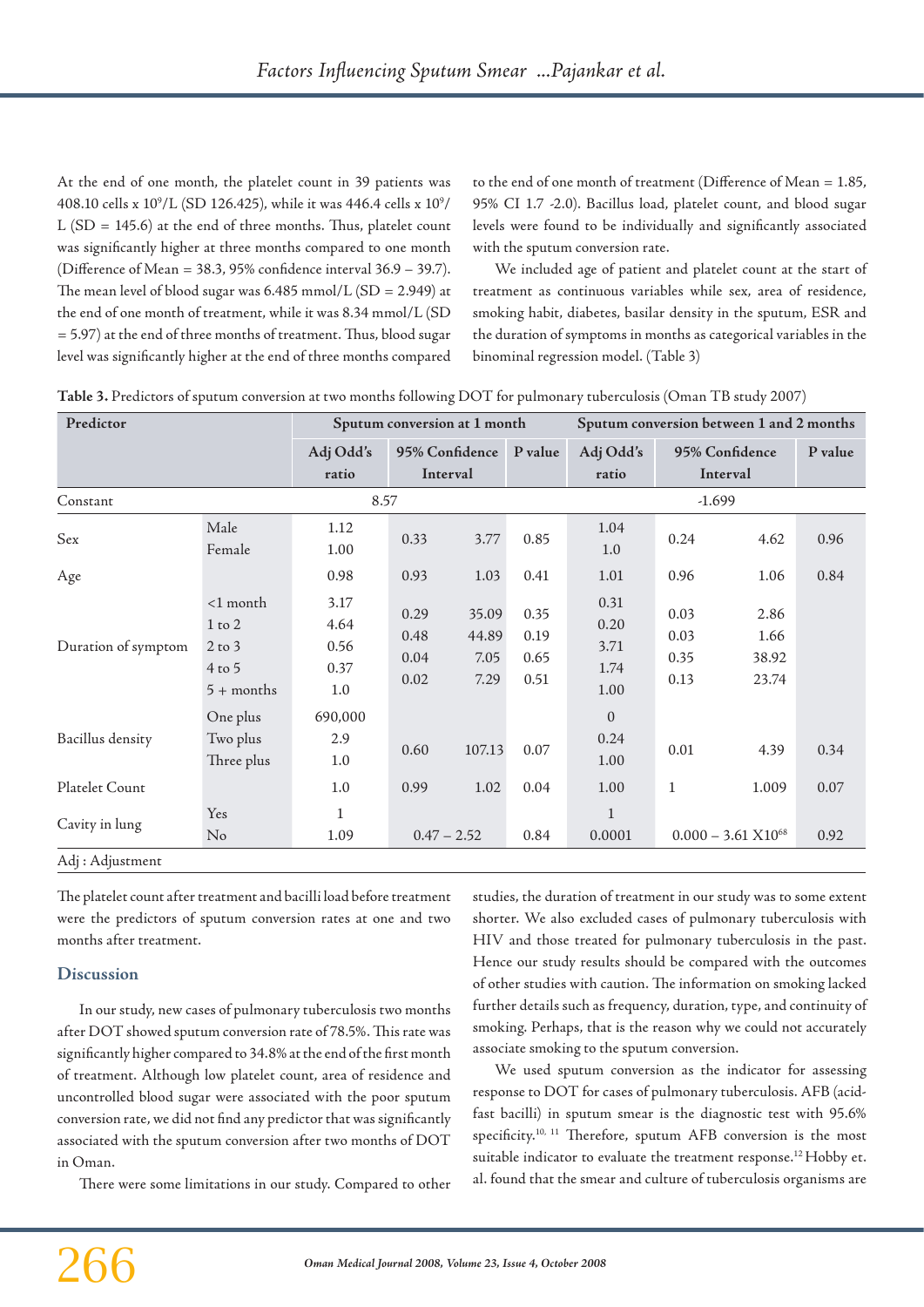At the end of one month, the platelet count in 39 patients was 408.10 cells x $10^9$/L (SD 126.425), while it was 446.4 cells x $10^9$/L (SD = 145.6) at the end of three months. Thus, platelet count was significantly higher at three months compared to one month (Difference of Mean = 38.3, 95% confidence interval 36.9 – 39.7). The mean level of blood sugar was 6.485 mmol/L (SD = 2.949) at the end of one month of treatment, while it was 8.34 mmol/L (SD = 5.97) at the end of three months of treatment. Thus, blood sugar level was significantly higher at the end of three months compared to the end of one month of treatment (Difference of Mean = 1.85, 95% CI 1.7 -2.0). Bacillus load, platelet count, and blood sugar levels were found to be individually and significantly associated with the sputum conversion rate.

We included age of patient and platelet count at the start of treatment as continuous variables while sex, area of residence, smoking habit, diabetes, basilar density in the sputum, ESR and the duration of symptoms in months as categorical variables in the binominal regression model. (Table 3)

**Table 3.** Predictors of sputum conversion at two months following DOT for pulmonary tuberculosis (Oman TB study 2007)

| Predictor | | Sputum conversion at 1 month | | | | Sputum conversion between 1 and 2 months | | | |
|---|---|---|---|---|---|---|---|---|---|
| | | Adj Odd's ratio | 95% Confidence Interval | | P value | Adj Odd's ratio | 95% Confidence Interval | | P value |
| Constant | | 8.57 | | | | -1.699 | | | |
| Sex | Male | 1.12 | 0.33 | 3.77 | 0.85 | 1.04 | 0.24 | 4.62 | 0.96 |
| | Female | 1.00 | | | | 1.0 | | | |
| Age | | 0.98 | 0.93 | 1.03 | 0.41 | 1.01 | 0.96 | 1.06 | 0.84 |
| Duration of symptom | <1 month | 3.17 | 0.29 | 35.09 | 0.35 | 0.31 | 0.03 | 2.86 | |
| | 1 to 2 | 4.64 | 0.48 | 44.89 | 0.19 | 0.20 | 0.03 | 1.66 | |
| | 2 to 3 | 0.56 | 0.04 | 7.05 | 0.65 | 3.71 | 0.35 | 38.92 | |
| | 4 to 5 | 0.37 | 0.02 | 7.29 | 0.51 | 1.74 | 0.13 | 23.74 | |
| | 5 + months | 1.0 | | | | 1.00 | | | |
| Bacillus density | One plus | 690,000 | | | | 0 | | | |
| | Two plus | 2.9 | 0.60 | 107.13 | 0.07 | 0.24 | 0.01 | 4.39 | 0.34 |
| | Three plus | 1.0 | | | | 1.00 | | | |
| Platelet Count | | 1.0 | 0.99 | 1.02 | 0.04 | 1.00 | 1 | 1.009 | 0.07 |
| Cavity in lung | Yes | 1 | | | | 1 | | | |
| | No | 1.09 | 0.47 – 2.52 | | 0.84 | 0.0001 | 0.000 – 3.61 X$10^{68}$ | | 0.92 |

Adj : Adjustment

The platelet count after treatment and bacilli load before treatment were the predictors of sputum conversion rates at one and two months after treatment.

## Discussion

In our study, new cases of pulmonary tuberculosis two months after DOT showed sputum conversion rate of 78.5%. This rate was significantly higher compared to 34.8% at the end of the first month of treatment. Although low platelet count, area of residence and uncontrolled blood sugar were associated with the poor sputum conversion rate, we did not find any predictor that was significantly associated with the sputum conversion after two months of DOT in Oman.

There were some limitations in our study. Compared to other studies, the duration of treatment in our study was to some extent shorter. We also excluded cases of pulmonary tuberculosis with HIV and those treated for pulmonary tuberculosis in the past. Hence our study results should be compared with the outcomes of other studies with caution. The information on smoking lacked further details such as frequency, duration, type, and continuity of smoking. Perhaps, that is the reason why we could not accurately associate smoking to the sputum conversion.

We used sputum conversion as the indicator for assessing response to DOT for cases of pulmonary tuberculosis. AFB (acid-fast bacilli) in sputum smear is the diagnostic test with 95.6% specificity.[10, 11] Therefore, sputum AFB conversion is the most suitable indicator to evaluate the treatment response.[12] Hobby et. al. found that the smear and culture of tuberculosis organisms are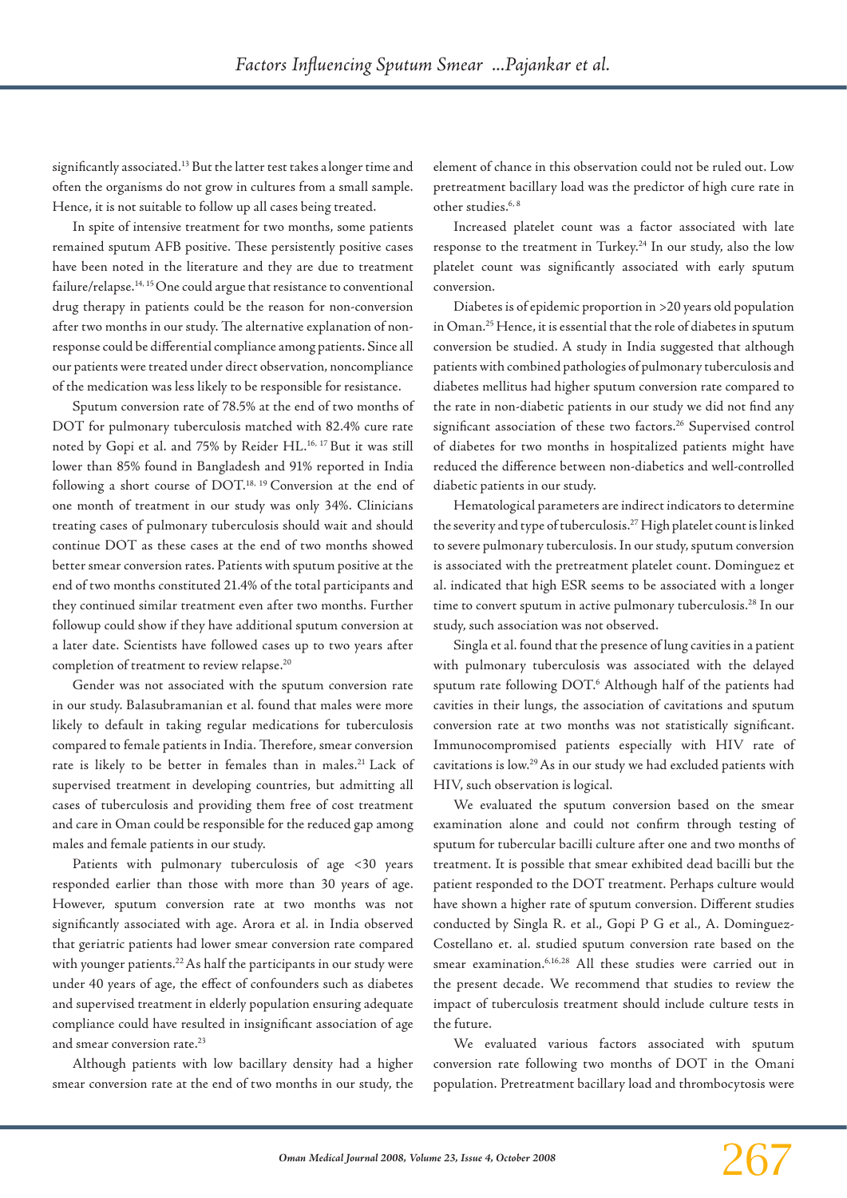significantly associated.[13] But the latter test takes a longer time and often the organisms do not grow in cultures from a small sample. Hence, it is not suitable to follow up all cases being treated.

In spite of intensive treatment for two months, some patients remained sputum AFB positive. These persistently positive cases have been noted in the literature and they are due to treatment failure/relapse.[14, 15] One could argue that resistance to conventional drug therapy in patients could be the reason for non-conversion after two months in our study. The alternative explanation of non-response could be differential compliance among patients. Since all our patients were treated under direct observation, noncompliance of the medication was less likely to be responsible for resistance.

Sputum conversion rate of 78.5% at the end of two months of DOT for pulmonary tuberculosis matched with 82.4% cure rate noted by Gopi et al. and 75% by Reider HL.[16, 17] But it was still lower than 85% found in Bangladesh and 91% reported in India following a short course of DOT.[18, 19] Conversion at the end of one month of treatment in our study was only 34%. Clinicians treating cases of pulmonary tuberculosis should wait and should continue DOT as these cases at the end of two months showed better smear conversion rates. Patients with sputum positive at the end of two months constituted 21.4% of the total participants and they continued similar treatment even after two months. Further followup could show if they have additional sputum conversion at a later date. Scientists have followed cases up to two years after completion of treatment to review relapse.[20]

Gender was not associated with the sputum conversion rate in our study. Balasubramanian et al. found that males were more likely to default in taking regular medications for tuberculosis compared to female patients in India. Therefore, smear conversion rate is likely to be better in females than in males.[21] Lack of supervised treatment in developing countries, but admitting all cases of tuberculosis and providing them free of cost treatment and care in Oman could be responsible for the reduced gap among males and female patients in our study.

Patients with pulmonary tuberculosis of age <30 years responded earlier than those with more than 30 years of age. However, sputum conversion rate at two months was not significantly associated with age. Arora et al. in India observed that geriatric patients had lower smear conversion rate compared with younger patients.[22] As half the participants in our study were under 40 years of age, the effect of confounders such as diabetes and supervised treatment in elderly population ensuring adequate compliance could have resulted in insignificant association of age and smear conversion rate.[23]

Although patients with low bacillary density had a higher smear conversion rate at the end of two months in our study, the element of chance in this observation could not be ruled out. Low pretreatment bacillary load was the predictor of high cure rate in other studies.[6, 8]

Increased platelet count was a factor associated with late response to the treatment in Turkey.[24] In our study, also the low platelet count was significantly associated with early sputum conversion.

Diabetes is of epidemic proportion in >20 years old population in Oman.[25] Hence, it is essential that the role of diabetes in sputum conversion be studied. A study in India suggested that although patients with combined pathologies of pulmonary tuberculosis and diabetes mellitus had higher sputum conversion rate compared to the rate in non-diabetic patients in our study we did not find any significant association of these two factors.[26] Supervised control of diabetes for two months in hospitalized patients might have reduced the difference between non-diabetics and well-controlled diabetic patients in our study.

Hematological parameters are indirect indicators to determine the severity and type of tuberculosis.[27] High platelet count is linked to severe pulmonary tuberculosis. In our study, sputum conversion is associated with the pretreatment platelet count. Dominguez et al. indicated that high ESR seems to be associated with a longer time to convert sputum in active pulmonary tuberculosis.[28] In our study, such association was not observed.

Singla et al. found that the presence of lung cavities in a patient with pulmonary tuberculosis was associated with the delayed sputum rate following DOT.[6] Although half of the patients had cavities in their lungs, the association of cavitations and sputum conversion rate at two months was not statistically significant. Immunocompromised patients especially with HIV rate of cavitations is low.[29] As in our study we had excluded patients with HIV, such observation is logical.

We evaluated the sputum conversion based on the smear examination alone and could not confirm through testing of sputum for tubercular bacilli culture after one and two months of treatment. It is possible that smear exhibited dead bacilli but the patient responded to the DOT treatment. Perhaps culture would have shown a higher rate of sputum conversion. Different studies conducted by Singla R. et al., Gopi P G et al., A. Dominguez-Castellano et. al. studied sputum conversion rate based on the smear examination.[6,16,28] All these studies were carried out in the present decade. We recommend that studies to review the impact of tuberculosis treatment should include culture tests in the future.

We evaluated various factors associated with sputum conversion rate following two months of DOT in the Omani population. Pretreatment bacillary load and thrombocytosis were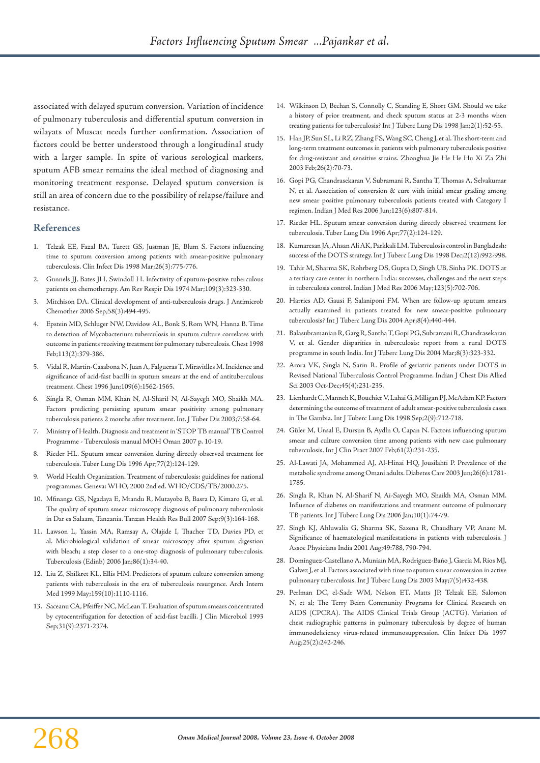associated with delayed sputum conversion. Variation of incidence of pulmonary tuberculosis and differential sputum conversion in wilayats of Muscat needs further confirmation. Association of factors could be better understood through a longitudinal study with a larger sample. In spite of various serological markers, sputum AFB smear remains the ideal method of diagnosing and monitoring treatment response. Delayed sputum conversion is still an area of concern due to the possibility of relapse/failure and resistance.

## References

1. Telzak EE, Fazal BA, Turett GS, Justman JE, Blum S. Factors influencing time to sputum conversion among patients with smear-positive pulmonary tuberculosis. Clin Infect Dis 1998 Mar;26(3):775-776.
2. Gunnels JJ, Bates JH, Swindoll H. Infectivity of sputum-positive tuberculous patients on chemotherapy. Am Rev Respir Dis 1974 Mar;109(3):323-330.
3. Mitchison DA. Clinical development of anti-tuberculosis drugs. J Antimicrob Chemother 2006 Sep;58(3):494-495.
4. Epstein MD, Schluger NW, Davidow AL, Bonk S, Rom WN, Hanna B. Time to detection of Mycobacterium tuberculosis in sputum culture correlates with outcome in patients receiving treatment for pulmonary tuberculosis. Chest 1998 Feb;113(2):379-386.
5. Vidal R, Martin-Casabona N, Juan A, Falgueras T, Miravitlles M. Incidence and significance of acid-fast bacilli in sputum smears at the end of antituberculous treatment. Chest 1996 Jun;109(6):1562-1565.
6. Singla R, Osman MM, Khan N, Al-Sharif N, Al-Sayegh MO, Shaikh MA. Factors predicting persisting sputum smear positivity among pulmonary tuberculosis patients 2 months after treatment. Int. J Tuber Dis 2003;7:58-64.
7. Ministry of Health. Diagnosis and treatment in 'STOP TB manual' TB Control Programme - Tuberculosis manual MOH Oman 2007 p. 10-19.
8. Rieder HL. Sputum smear conversion during directly observed treatment for tuberculosis. Tuber Lung Dis 1996 Apr;77(2):124-129.
9. World Health Organization. Treatment of tuberculosis: guidelines for national programmes. Geneva: WHO, 2000 2nd ed. WHO/CDS/TB/2000.275.
10. Mfinanga GS, Ngadaya E, Mtandu R, Mutayoba B, Basra D, Kimaro G, et al. The quality of sputum smear microscopy diagnosis of pulmonary tuberculosis in Dar es Salaam, Tanzania. Tanzan Health Res Bull 2007 Sep;9(3):164-168.
11. Lawson L, Yassin MA, Ramsay A, Olajide I, Thacher TD, Davies PD, et al. Microbiological validation of smear microscopy after sputum digestion with bleach; a step closer to a one-stop diagnosis of pulmonary tuberculosis. Tuberculosis (Edinb) 2006 Jan;86(1):34-40.
12. Liu Z, Shilkret KL, Ellis HM. Predictors of sputum culture conversion among patients with tuberculosis in the era of tuberculosis resurgence. Arch Intern Med 1999 May;159(10):1110-1116.
13. Saceanu CA, Pfeiffer NC, McLean T. Evaluation of sputum smears concentrated by cytocentrifugation for detection of acid-fast bacilli. J Clin Microbiol 1993 Sep;31(9):2371-2374.
14. Wilkinson D, Bechan S, Connolly C, Standing E, Short GM. Should we take a history of prior treatment, and check sputum status at 2-3 months when treating patients for tuberculosis? Int J Tuberc Lung Dis 1998 Jan;2(1):52-55.
15. Han JP, Sun SL, Li RZ, Zhang FS, Wang SC, Cheng J, et al. The short-term and long-term treatment outcomes in patients with pulmonary tuberculosis positive for drug-resistant and sensitive strains. Zhonghua Jie He He Hu Xi Za Zhi 2003 Feb;26(2):70-73.
16. Gopi PG, Chandrasekaran V, Subramani R, Santha T, Thomas A, Selvakumar N, et al. Association of conversion & cure with initial smear grading among new smear positive pulmonary tuberculosis patients treated with Category I regimen. Indian J Med Res 2006 Jun;123(6):807-814.
17. Rieder HL. Sputum smear conversion during directly observed treatment for tuberculosis. Tuber Lung Dis 1996 Apr;77(2):124-129.
18. Kumaresan JA, Ahsan Ali AK, Parkkali LM. Tuberculosis control in Bangladesh: success of the DOTS strategy. Int J Tuberc Lung Dis 1998 Dec;2(12):992-998.
19. Tahir M, Sharma SK, Rohrberg DS, Gupta D, Singh UB, Sinha PK. DOTS at a tertiary care center in northern India: successes, challenges and the next steps in tuberculosis control. Indian J Med Res 2006 May;123(5):702-706.
20. Harries AD, Gausi F, Salaniponi FM. When are follow-up sputum smears actually examined in patients treated for new smear-positive pulmonary tuberculosis? Int J Tuberc Lung Dis 2004 Apr;8(4):440-444.
21. Balasubramanian R, Garg R, Santha T, Gopi PG, Subramani R, Chandrasekaran V, et al. Gender disparities in tuberculosis: report from a rural DOTS programme in south India. Int J Tuberc Lung Dis 2004 Mar;8(3):323-332.
22. Arora VK, Singla N, Sarin R. Profile of geriatric patients under DOTS in Revised National Tuberculosis Control Programme. Indian J Chest Dis Allied Sci 2003 Oct-Dec;45(4):231-235.
23. Lienhardt C, Manneh K, Bouchier V, Lahai G, Milligan PJ, McAdam KP. Factors determining the outcome of treatment of adult smear-positive tuberculosis cases in The Gambia. Int J Tuberc Lung Dis 1998 Sep;2(9):712-718.
24. Güler M, Unsal E, Dursun B, Aydln O, Capan N. Factors influencing sputum smear and culture conversion time among patients with new case pulmonary tuberculosis. Int J Clin Pract 2007 Feb;61(2):231-235.
25. Al-Lawati JA, Mohammed AJ, Al-Hinai HQ, Jousilahti P. Prevalence of the metabolic syndrome among Omani adults. Diabetes Care 2003 Jun;26(6):1781-1785.
26. Singla R, Khan N, Al-Sharif N, Ai-Sayegh MO, Shaikh MA, Osman MM. Influence of diabetes on manifestations and treatment outcome of pulmonary TB patients. Int J Tuberc Lung Dis 2006 Jan;10(1):74-79.
27. Singh KJ, Ahluwalia G, Sharma SK, Saxena R, Chaudhary VP, Anant M. Significance of haematological manifestations in patients with tuberculosis. J Assoc Physicians India 2001 Aug;49:788, 790-794.
28. Domínguez-Castellano A, Muniain MA, Rodriguez-Baño J, Garcia M, Rios MJ, Galvez J, et al. Factors associated with time to sputum smear conversion in active pulmonary tuberculosis. Int J Tuberc Lung Dis 2003 May;7(5):432-438.
29. Perlman DC, el-Sadr WM, Nelson ET, Matts JP, Telzak EE, Salomon N, et al; The Terry Beirn Community Programs for Clinical Research on AIDS (CPCRA). The AIDS Clinical Trials Group (ACTG). Variation of chest radiographic patterns in pulmonary tuberculosis by degree of human immunodeficiency virus-related immunosuppression. Clin Infect Dis 1997 Aug;25(2):242-246.